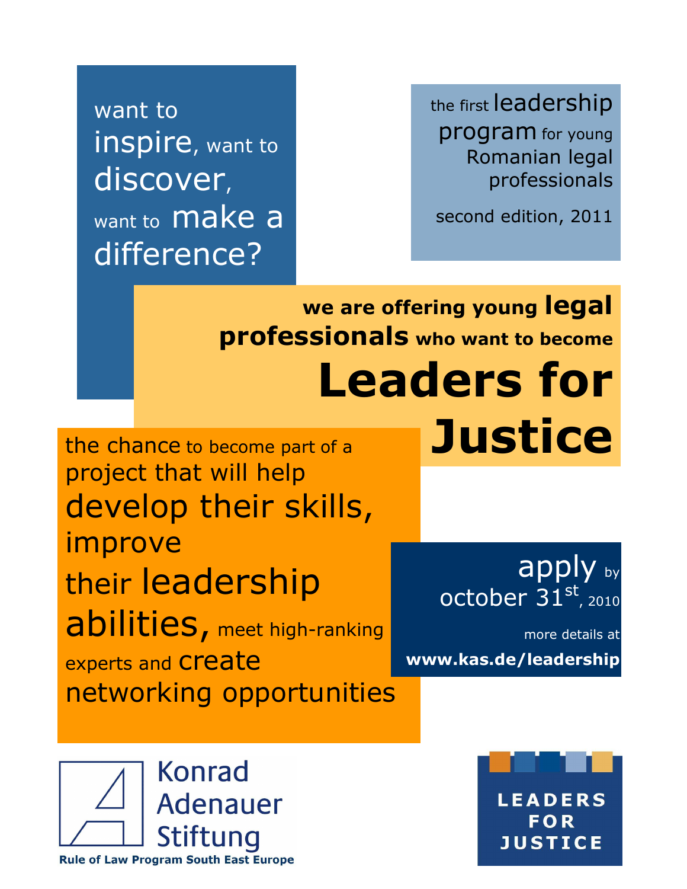want to inspire, want to discover, want to make a difference?

the first leadership program for young Romanian legal professionals

second edition, 2011

**we are offering young legal professionals who want to become**

# Leaders for Justice

the chance to become part of a project that will help develop their skills, improve their leadership abilities, meet high-ranking experts and create networking opportunities

apply by october 31st, 2010

more details at

**www.kas.de/leadership**

Konrad Adenauer Stiftung

**Rule of Law Program South East Europe**

**LEADERS FOR JUSTICE**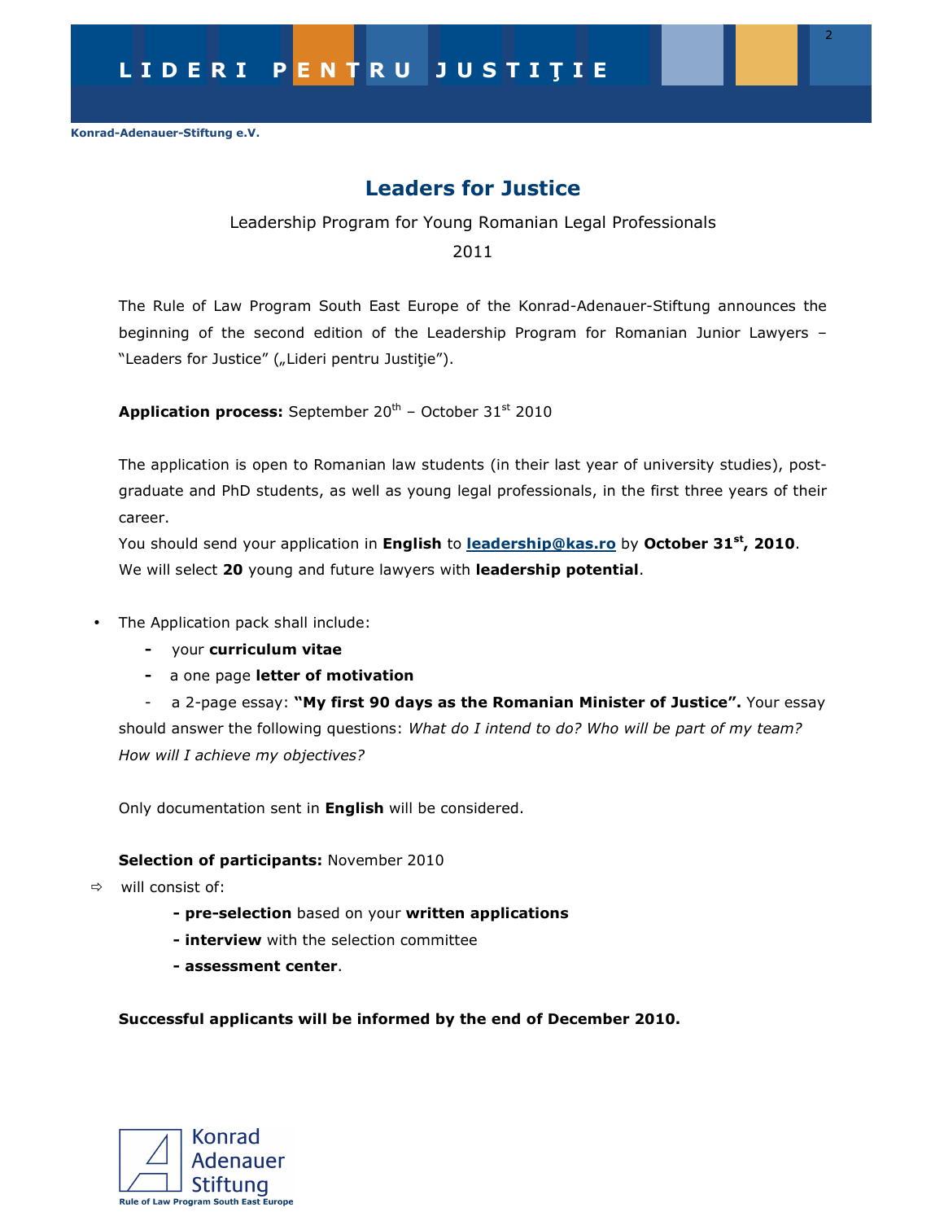# Leaders for Justice

Leadership Program for Young Romanian Legal Professionals

2011

The Rule of Law Program South East Europe of the Konrad-Adenauer-Stiftung announces the beginning of the second edition of the Leadership Program for Romanian Junior Lawyers – "Leaders for Justice" („Lideri pentru Justiţie").

**Application process:** September 20th – October 31st 2010

The application is open to Romanian law students (in their last year of university studies), post-graduate and PhD students, as well as young legal professionals, in the first three years of their career.

You should send your application in **English** to **leadership@kas.ro** by **October 31st, 2010**.

We will select **20** young and future lawyers with **leadership potential**.

- The Application pack shall include:
  - your **curriculum vitae**
  - a one page **letter of motivation**
  - a 2-page essay: **"My first 90 days as the Romanian Minister of Justice".** Your essay should answer the following questions: *What do I intend to do? Who will be part of my team? How will I achieve my objectives?*

Only documentation sent in **English** will be considered.

**Selection of participants:** November 2010

⇨ will consist of:

- **pre-selection** based on your **written applications**
- **interview** with the selection committee
- **assessment center**.

**Successful applicants will be informed by the end of December 2010.**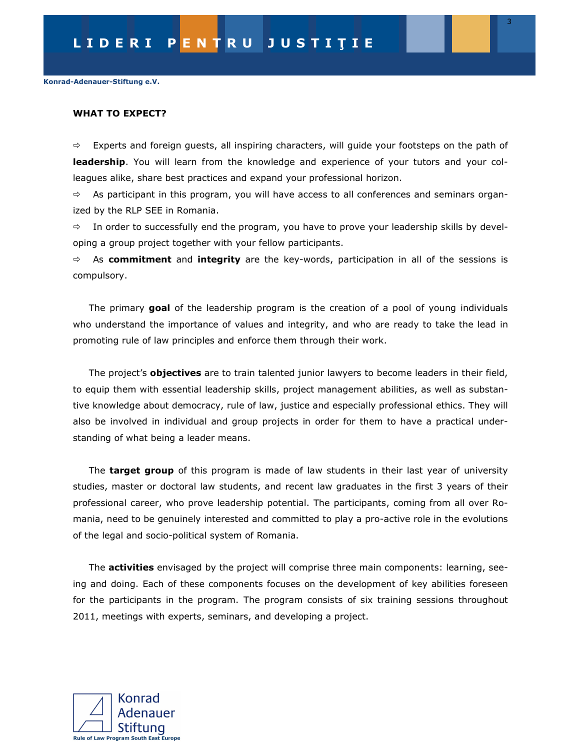**WHAT TO EXPECT?**

⇨ Experts and foreign guests, all inspiring characters, will guide your footsteps on the path of **leadership**. You will learn from the knowledge and experience of your tutors and your colleagues alike, share best practices and expand your professional horizon.

⇨ As participant in this program, you will have access to all conferences and seminars organized by the RLP SEE in Romania.

⇨ In order to successfully end the program, you have to prove your leadership skills by developing a group project together with your fellow participants.

⇨ As **commitment** and **integrity** are the key-words, participation in all of the sessions is compulsory.

The primary **goal** of the leadership program is the creation of a pool of young individuals who understand the importance of values and integrity, and who are ready to take the lead in promoting rule of law principles and enforce them through their work.

The project's **objectives** are to train talented junior lawyers to become leaders in their field, to equip them with essential leadership skills, project management abilities, as well as substantive knowledge about democracy, rule of law, justice and especially professional ethics. They will also be involved in individual and group projects in order for them to have a practical understanding of what being a leader means.

The **target group** of this program is made of law students in their last year of university studies, master or doctoral law students, and recent law graduates in the first 3 years of their professional career, who prove leadership potential. The participants, coming from all over Romania, need to be genuinely interested and committed to play a pro-active role in the evolutions of the legal and socio-political system of Romania.

The **activities** envisaged by the project will comprise three main components: learning, seeing and doing. Each of these components focuses on the development of key abilities foreseen for the participants in the program. The program consists of six training sessions throughout 2011, meetings with experts, seminars, and developing a project.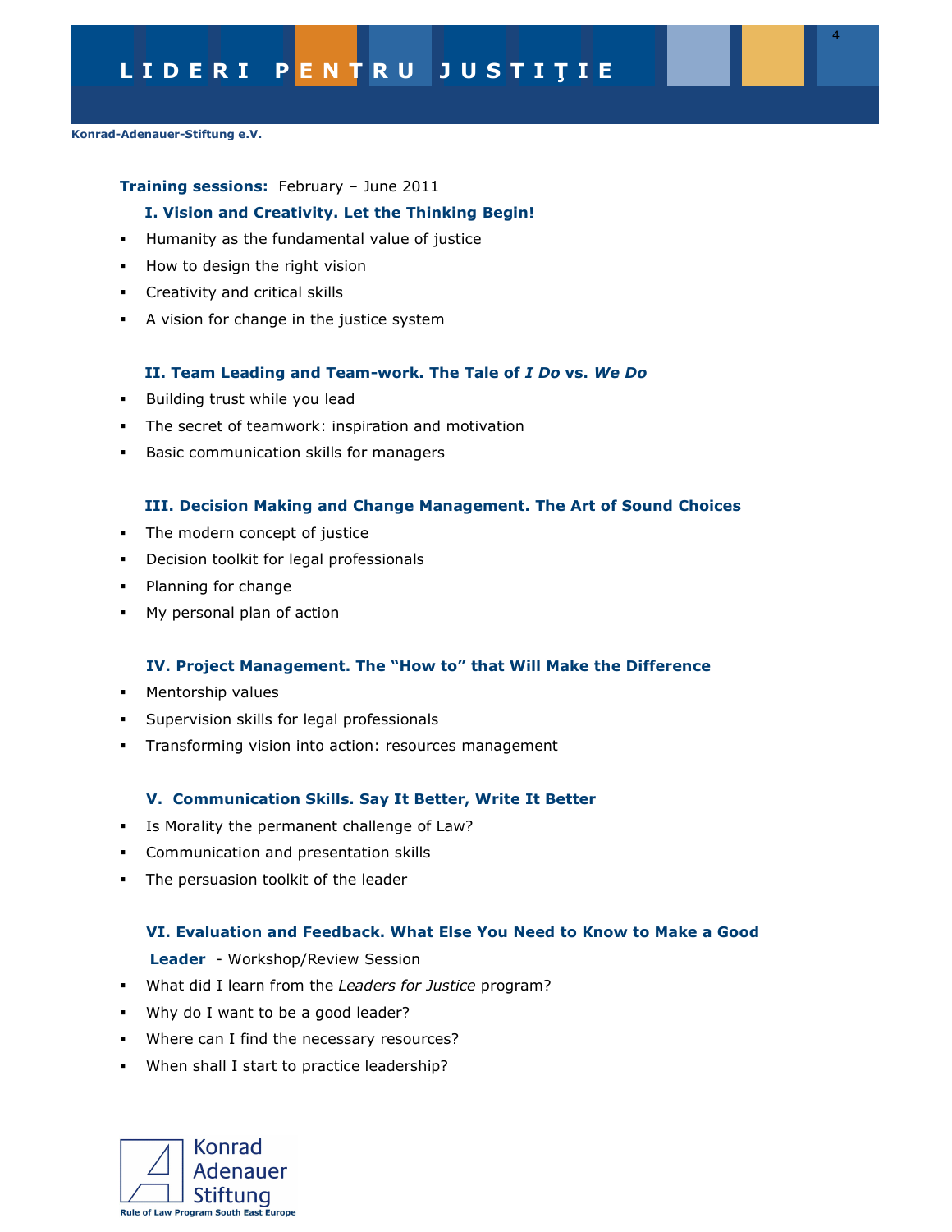**Training sessions:** February – June 2011

### I. Vision and Creativity. Let the Thinking Begin!

- Humanity as the fundamental value of justice
- How to design the right vision
- Creativity and critical skills
- A vision for change in the justice system

### II. Team Leading and Team-work. The Tale of *I Do* vs. *We Do*

- Building trust while you lead
- The secret of teamwork: inspiration and motivation
- Basic communication skills for managers

### III. Decision Making and Change Management. The Art of Sound Choices

- The modern concept of justice
- Decision toolkit for legal professionals
- Planning for change
- My personal plan of action

### IV. Project Management. The "How to" that Will Make the Difference

- Mentorship values
- Supervision skills for legal professionals
- Transforming vision into action: resources management

### V. Communication Skills. Say It Better, Write It Better

- Is Morality the permanent challenge of Law?
- Communication and presentation skills
- The persuasion toolkit of the leader

### VI. Evaluation and Feedback. What Else You Need to Know to Make a Good Leader - Workshop/Review Session

- What did I learn from the *Leaders for Justice* program?
- Why do I want to be a good leader?
- Where can I find the necessary resources?
- When shall I start to practice leadership?

Konrad Adenauer Stiftung

**Rule of Law Program South East Europe**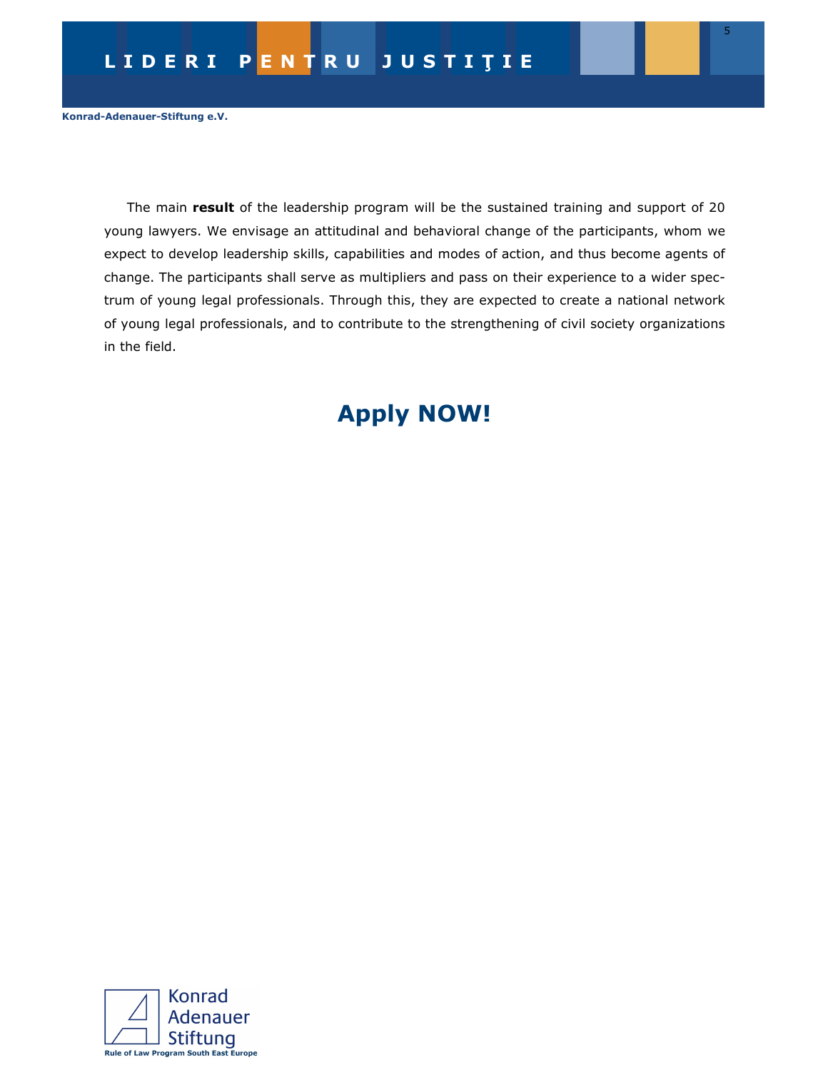The main **result** of the leadership program will be the sustained training and support of 20 young lawyers. We envisage an attitudinal and behavioral change of the participants, whom we expect to develop leadership skills, capabilities and modes of action, and thus become agents of change. The participants shall serve as multipliers and pass on their experience to a wider spectrum of young legal professionals. Through this, they are expected to create a national network of young legal professionals, and to contribute to the strengthening of civil society organizations in the field.

## Apply NOW!